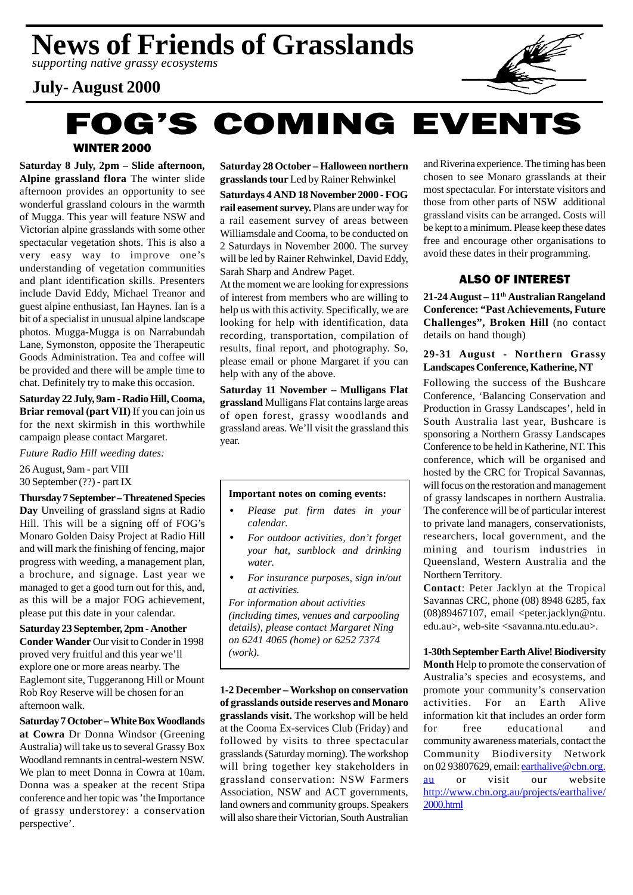# News of Friends of Grasslands

*supporting native grassy ecosystems*

## July- August 2000

# FOG'S COMING EVENTS

## WINTER 2000

**Saturday 8 July, 2pm – Slide afternoon, Alpine grassland flora** The winter slide afternoon provides an opportunity to see wonderful grassland colours in the warmth of Mugga. This year will feature NSW and Victorian alpine grasslands with some other spectacular vegetation shots. This is also a very easy way to improve one's understanding of vegetation communities and plant identification skills. Presenters include David Eddy, Michael Treanor and guest alpine enthusiast, Ian Haynes. Ian is a bit of a specialist in unusual alpine landscape photos. Mugga-Mugga is on Narrabundah Lane, Symonston, opposite the Therapeutic Goods Administration. Tea and coffee will be provided and there will be ample time to chat. Definitely try to make this occasion.

**Saturday 22 July, 9am - Radio Hill, Cooma, Briar removal (part VII)** If you can join us for the next skirmish in this worthwhile campaign please contact Margaret.

*Future Radio Hill weeding dates:*

26 August, 9am - part VIII
30 September (??) - part IX

**Thursday 7 September – Threatened Species Day** Unveiling of grassland signs at Radio Hill. This will be a signing off of FOG's Monaro Golden Daisy Project at Radio Hill and will mark the finishing of fencing, major progress with weeding, a management plan, a brochure, and signage. Last year we managed to get a good turn out for this, and, as this will be a major FOG achievement, please put this date in your calendar.

**Saturday 23 September, 2pm - Another Conder Wander** Our visit to Conder in 1998 proved very fruitful and this year we'll explore one or more areas nearby. The Eaglemont site, Tuggeranong Hill or Mount Rob Roy Reserve will be chosen for an afternoon walk.

**Saturday 7 October – White Box Woodlands at Cowra** Dr Donna Windsor (Greening Australia) will take us to several Grassy Box Woodland remnants in central-western NSW. We plan to meet Donna in Cowra at 10am. Donna was a speaker at the recent Stipa conference and her topic was 'the Importance of grassy understorey: a conservation perspective'.

**Saturday 28 October – Halloween northern grasslands tour** Led by Rainer Rehwinkel

**Saturdays 4 AND 18 November 2000 - FOG rail easement survey.** Plans are under way for a rail easement survey of areas between Williamsdale and Cooma, to be conducted on 2 Saturdays in November 2000. The survey will be led by Rainer Rehwinkel, David Eddy, Sarah Sharp and Andrew Paget.

At the moment we are looking for expressions of interest from members who are willing to help us with this activity. Specifically, we are looking for help with identification, data recording, transportation, compilation of results, final report, and photography. So, please email or phone Margaret if you can help with any of the above.

**Saturday 11 November – Mulligans Flat grassland** Mulligans Flat contains large areas of open forest, grassy woodlands and grassland areas. We'll visit the grassland this year.

**Important notes on coming events:**

- *Please put firm dates in your calendar.*
- *For outdoor activities, don't forget your hat, sunblock and drinking water.*
- *For insurance purposes, sign in/out at activities.*

*For information about activities (including times, venues and carpooling details), please contact Margaret Ning on 6241 4065 (home) or 6252 7374 (work).*

**1-2 December – Workshop on conservation of grasslands outside reserves and Monaro grasslands visit.** The workshop will be held at the Cooma Ex-services Club (Friday) and followed by visits to three spectacular grasslands (Saturday morning). The workshop will bring together key stakeholders in grassland conservation: NSW Farmers Association, NSW and ACT governments, land owners and community groups. Speakers will also share their Victorian, South Australian and Riverina experience. The timing has been chosen to see Monaro grasslands at their most spectacular. For interstate visitors and those from other parts of NSW additional grassland visits can be arranged. Costs will be kept to a minimum. Please keep these dates free and encourage other organisations to avoid these dates in their programming.

## ALSO OF INTEREST

**21-24 August – 11th Australian Rangeland Conference: "Past Achievements, Future Challenges", Broken Hill** (no contact details on hand though)

**29-31 August - Northern Grassy Landscapes Conference, Katherine, NT**

Following the success of the Bushcare Conference, 'Balancing Conservation and Production in Grassy Landscapes', held in South Australia last year, Bushcare is sponsoring a Northern Grassy Landscapes Conference to be held in Katherine, NT. This conference, which will be organised and hosted by the CRC for Tropical Savannas, will focus on the restoration and management of grassy landscapes in northern Australia. The conference will be of particular interest to private land managers, conservationists, researchers, local government, and the mining and tourism industries in Queensland, Western Australia and the Northern Territory.

**Contact**: Peter Jacklyn at the Tropical Savannas CRC, phone (08) 8948 6285, fax (08)89467107, email <peter.jacklyn@ntu.edu.au>, web-site <savanna.ntu.edu.au>.

**1-30th September Earth Alive! Biodiversity Month** Help to promote the conservation of Australia's species and ecosystems, and promote your community's conservation activities. For an Earth Alive information kit that includes an order form for free educational and community awareness materials, contact the Community Biodiversity Network on 02 93807629, email: earthalive@cbn.org.au or visit our website http://www.cbn.org.au/projects/earthalive/2000.html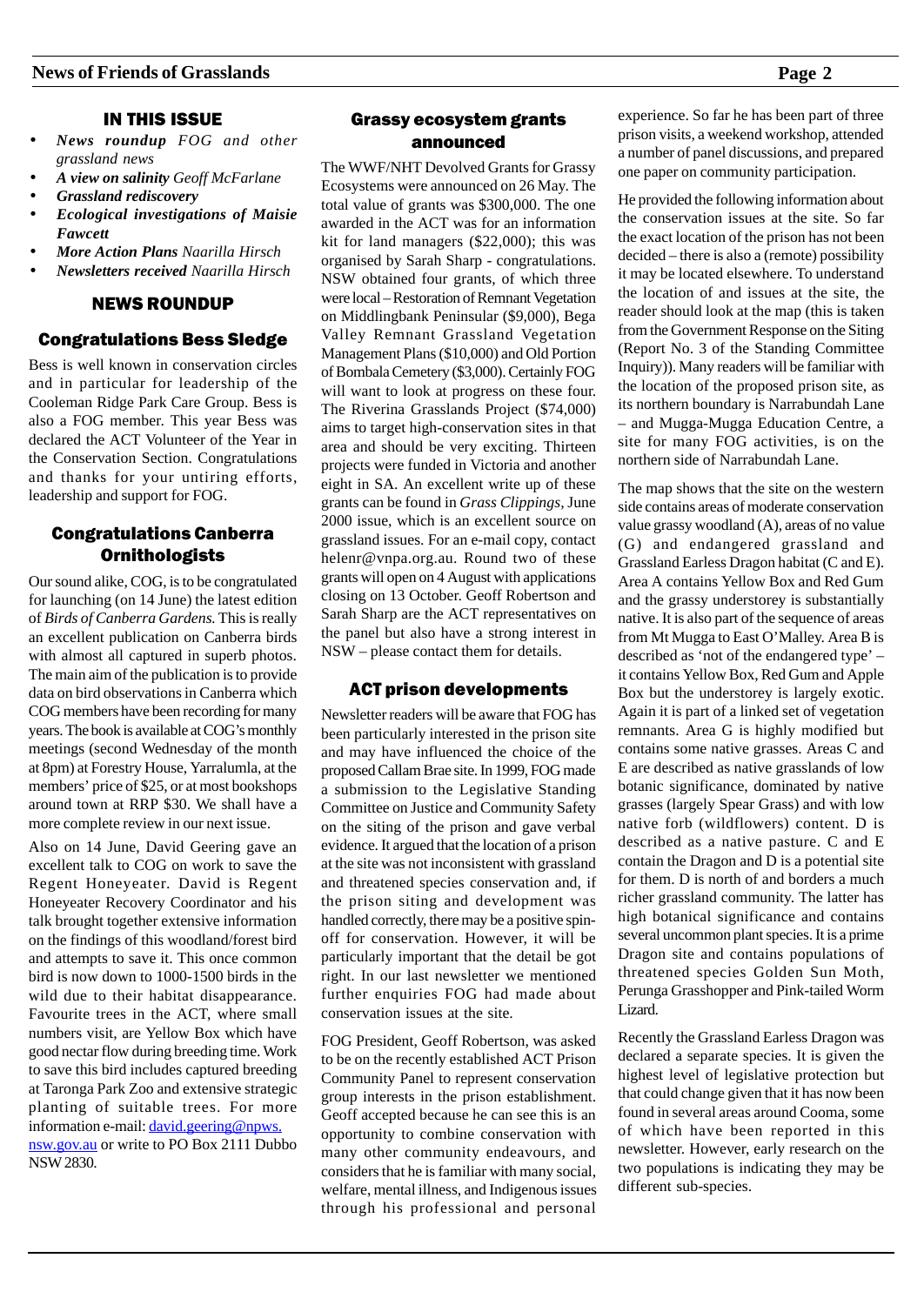## IN THIS ISSUE

- ***News roundup*** *FOG and other grassland news*
- ***A view on salinity*** *Geoff McFarlane*
- ***Grassland rediscovery***
- ***Ecological investigations of Maisie Fawcett***
- ***More Action Plans*** *Naarilla Hirsch*
- ***Newsletters received*** *Naarilla Hirsch*

## NEWS ROUNDUP

### Congratulations Bess Sledge

Bess is well known in conservation circles and in particular for leadership of the Cooleman Ridge Park Care Group. Bess is also a FOG member. This year Bess was declared the ACT Volunteer of the Year in the Conservation Section. Congratulations and thanks for your untiring efforts, leadership and support for FOG.

### Congratulations Canberra Ornithologists

Our sound alike, COG, is to be congratulated for launching (on 14 June) the latest edition of *Birds of Canberra Gardens.* This is really an excellent publication on Canberra birds with almost all captured in superb photos. The main aim of the publication is to provide data on bird observations in Canberra which COG members have been recording for many years. The book is available at COG's monthly meetings (second Wednesday of the month at 8pm) at Forestry House, Yarralumla, at the members' price of $25, or at most bookshops around town at RRP $30. We shall have a more complete review in our next issue.

Also on 14 June, David Geering gave an excellent talk to COG on work to save the Regent Honeyeater. David is Regent Honeyeater Recovery Coordinator and his talk brought together extensive information on the findings of this woodland/forest bird and attempts to save it. This once common bird is now down to 1000-1500 birds in the wild due to their habitat disappearance. Favourite trees in the ACT, where small numbers visit, are Yellow Box which have good nectar flow during breeding time. Work to save this bird includes captured breeding at Taronga Park Zoo and extensive strategic planting of suitable trees. For more information e-mail: david.geering@npws.nsw.gov.au or write to PO Box 2111 Dubbo NSW 2830.

### Grassy ecosystem grants announced

The WWF/NHT Devolved Grants for Grassy Ecosystems were announced on 26 May. The total value of grants was $300,000. The one awarded in the ACT was for an information kit for land managers ($22,000); this was organised by Sarah Sharp - congratulations. NSW obtained four grants, of which three were local – Restoration of Remnant Vegetation on Middlingbank Peninsular ($9,000), Bega Valley Remnant Grassland Vegetation Management Plans ($10,000) and Old Portion of Bombala Cemetery ($3,000). Certainly FOG will want to look at progress on these four. The Riverina Grasslands Project ($74,000) aims to target high-conservation sites in that area and should be very exciting. Thirteen projects were funded in Victoria and another eight in SA. An excellent write up of these grants can be found in *Grass Clippings*, June 2000 issue, which is an excellent source on grassland issues. For an e-mail copy, contact helenr@vnpa.org.au. Round two of these grants will open on 4 August with applications closing on 13 October. Geoff Robertson and Sarah Sharp are the ACT representatives on the panel but also have a strong interest in NSW – please contact them for details.

### ACT prison developments

Newsletter readers will be aware that FOG has been particularly interested in the prison site and may have influenced the choice of the proposed Callam Brae site. In 1999, FOG made a submission to the Legislative Standing Committee on Justice and Community Safety on the siting of the prison and gave verbal evidence. It argued that the location of a prison at the site was not inconsistent with grassland and threatened species conservation and, if the prison siting and development was handled correctly, there may be a positive spin-off for conservation. However, it will be particularly important that the detail be got right. In our last newsletter we mentioned further enquiries FOG had made about conservation issues at the site.

FOG President, Geoff Robertson, was asked to be on the recently established ACT Prison Community Panel to represent conservation group interests in the prison establishment. Geoff accepted because he can see this is an opportunity to combine conservation with many other community endeavours, and considers that he is familiar with many social, welfare, mental illness, and Indigenous issues through his professional and personal experience. So far he has been part of three prison visits, a weekend workshop, attended a number of panel discussions, and prepared one paper on community participation.

He provided the following information about the conservation issues at the site. So far the exact location of the prison has not been decided – there is also a (remote) possibility it may be located elsewhere. To understand the location of and issues at the site, the reader should look at the map (this is taken from the Government Response on the Siting (Report No. 3 of the Standing Committee Inquiry)). Many readers will be familiar with the location of the proposed prison site, as its northern boundary is Narrabundah Lane – and Mugga-Mugga Education Centre, a site for many FOG activities, is on the northern side of Narrabundah Lane.

The map shows that the site on the western side contains areas of moderate conservation value grassy woodland (A), areas of no value (G) and endangered grassland and Grassland Earless Dragon habitat (C and E). Area A contains Yellow Box and Red Gum and the grassy understorey is substantially native. It is also part of the sequence of areas from Mt Mugga to East O'Malley. Area B is described as 'not of the endangered type' – it contains Yellow Box, Red Gum and Apple Box but the understorey is largely exotic. Again it is part of a linked set of vegetation remnants. Area G is highly modified but contains some native grasses. Areas C and E are described as native grasslands of low botanic significance, dominated by native grasses (largely Spear Grass) and with low native forb (wildflowers) content. D is described as a native pasture. C and E contain the Dragon and D is a potential site for them. D is north of and borders a much richer grassland community. The latter has high botanical significance and contains several uncommon plant species. It is a prime Dragon site and contains populations of threatened species Golden Sun Moth, Perunga Grasshopper and Pink-tailed Worm Lizard.

Recently the Grassland Earless Dragon was declared a separate species. It is given the highest level of legislative protection but that could change given that it has now been found in several areas around Cooma, some of which have been reported in this newsletter. However, early research on the two populations is indicating they may be different sub-species.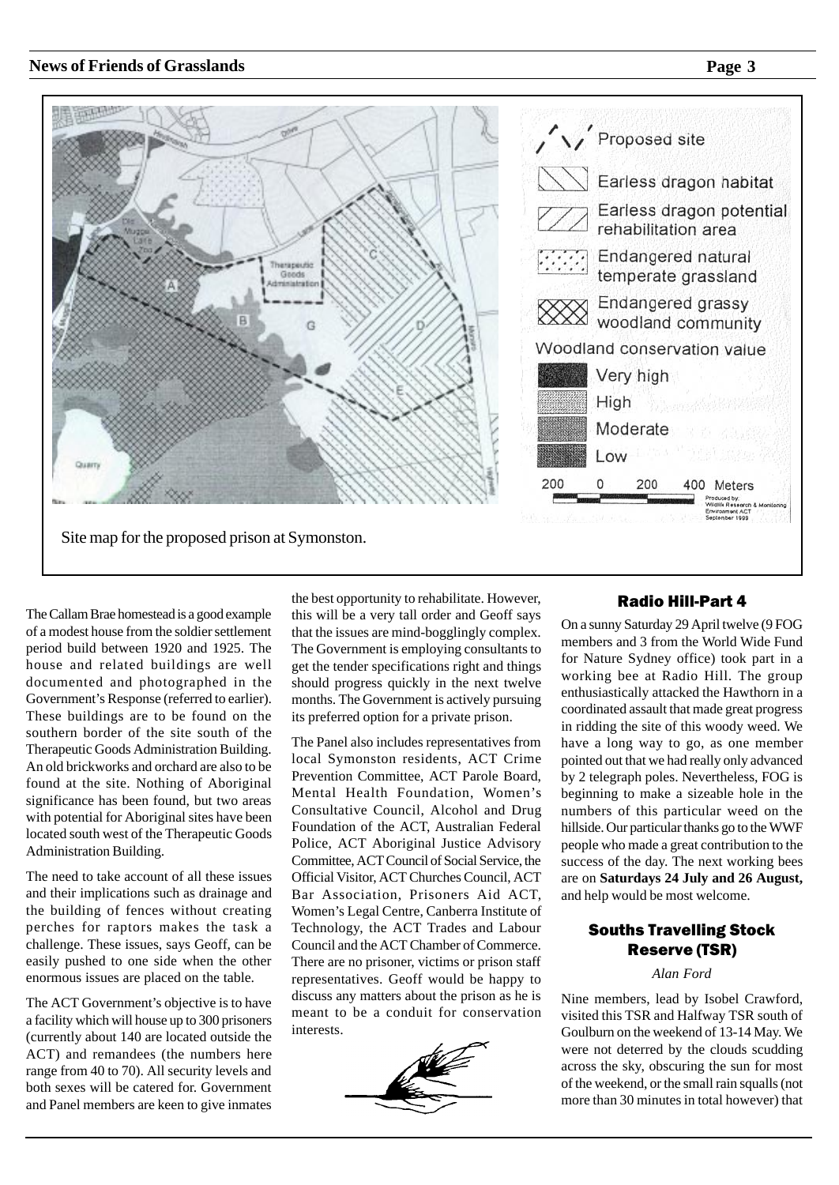Site map for the proposed prison at Symonston.

The Callam Brae homestead is a good example of a modest house from the soldier settlement period build between 1920 and 1925. The house and related buildings are well documented and photographed in the Government's Response (referred to earlier). These buildings are to be found on the southern border of the site south of the Therapeutic Goods Administration Building. An old brickworks and orchard are also to be found at the site. Nothing of Aboriginal significance has been found, but two areas with potential for Aboriginal sites have been located south west of the Therapeutic Goods Administration Building.

The need to take account of all these issues and their implications such as drainage and the building of fences without creating perches for raptors makes the task a challenge. These issues, says Geoff, can be easily pushed to one side when the other enormous issues are placed on the table.

The ACT Government's objective is to have a facility which will house up to 300 prisoners (currently about 140 are located outside the ACT) and remandees (the numbers here range from 40 to 70). All security levels and both sexes will be catered for. Government and Panel members are keen to give inmates the best opportunity to rehabilitate. However, this will be a very tall order and Geoff says that the issues are mind-bogglingly complex. The Government is employing consultants to get the tender specifications right and things should progress quickly in the next twelve months. The Government is actively pursuing its preferred option for a private prison.

The Panel also includes representatives from local Symonston residents, ACT Crime Prevention Committee, ACT Parole Board, Mental Health Foundation, Women's Consultative Council, Alcohol and Drug Foundation of the ACT, Australian Federal Police, ACT Aboriginal Justice Advisory Committee, ACT Council of Social Service, the Official Visitor, ACT Churches Council, ACT Bar Association, Prisoners Aid ACT, Women's Legal Centre, Canberra Institute of Technology, the ACT Trades and Labour Council and the ACT Chamber of Commerce. There are no prisoner, victims or prison staff representatives. Geoff would be happy to discuss any matters about the prison as he is meant to be a conduit for conservation interests.

## Radio Hill-Part 4

On a sunny Saturday 29 April twelve (9 FOG members and 3 from the World Wide Fund for Nature Sydney office) took part in a working bee at Radio Hill. The group enthusiastically attacked the Hawthorn in a coordinated assault that made great progress in ridding the site of this woody weed. We have a long way to go, as one member pointed out that we had really only advanced by 2 telegraph poles. Nevertheless, FOG is beginning to make a sizeable hole in the numbers of this particular weed on the hillside. Our particular thanks go to the WWF people who made a great contribution to the success of the day. The next working bees are on **Saturdays 24 July and 26 August,** and help would be most welcome.

## Souths Travelling Stock Reserve (TSR)

*Alan Ford*

Nine members, lead by Isobel Crawford, visited this TSR and Halfway TSR south of Goulburn on the weekend of 13-14 May. We were not deterred by the clouds scudding across the sky, obscuring the sun for most of the weekend, or the small rain squalls (not more than 30 minutes in total however) that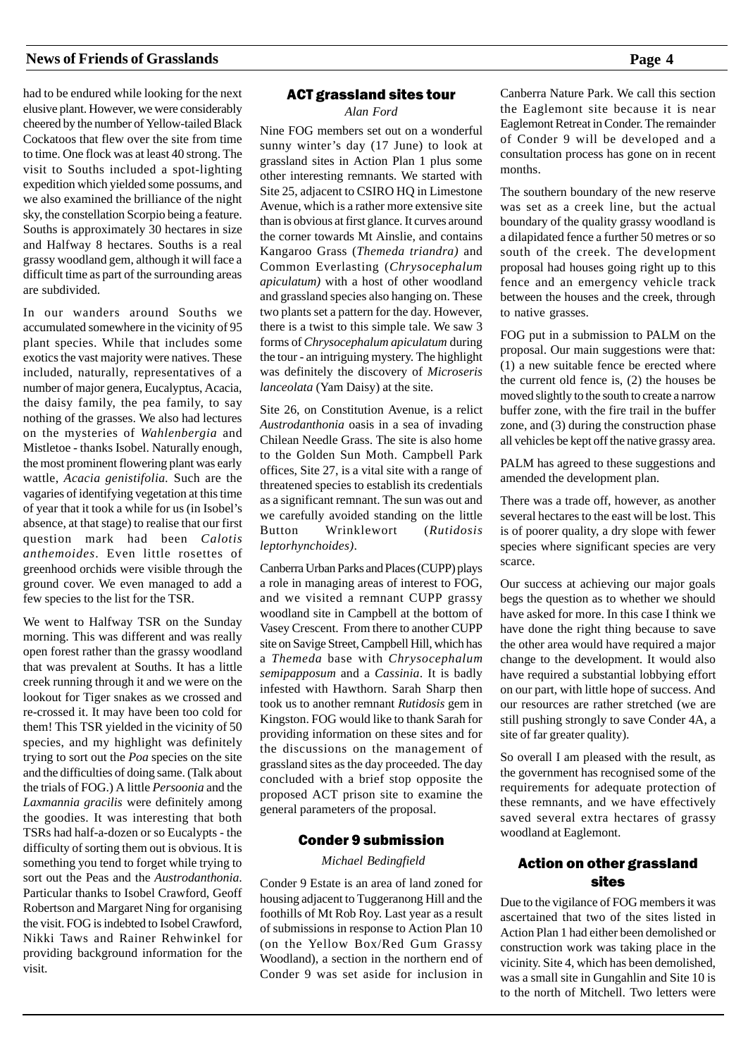had to be endured while looking for the next elusive plant. However, we were considerably cheered by the number of Yellow-tailed Black Cockatoos that flew over the site from time to time. One flock was at least 40 strong. The visit to Souths included a spot-lighting expedition which yielded some possums, and we also examined the brilliance of the night sky, the constellation Scorpio being a feature. Souths is approximately 30 hectares in size and Halfway 8 hectares. Souths is a real grassy woodland gem, although it will face a difficult time as part of the surrounding areas are subdivided.

In our wanders around Souths we accumulated somewhere in the vicinity of 95 plant species. While that includes some exotics the vast majority were natives. These included, naturally, representatives of a number of major genera, Eucalyptus, Acacia, the daisy family, the pea family, to say nothing of the grasses. We also had lectures on the mysteries of *Wahlenbergia* and Mistletoe - thanks Isobel. Naturally enough, the most prominent flowering plant was early wattle, *Acacia genistifolia.* Such are the vagaries of identifying vegetation at this time of year that it took a while for us (in Isobel's absence, at that stage) to realise that our first question mark had been *Calotis anthemoides*. Even little rosettes of greenhood orchids were visible through the ground cover. We even managed to add a few species to the list for the TSR.

We went to Halfway TSR on the Sunday morning. This was different and was really open forest rather than the grassy woodland that was prevalent at Souths. It has a little creek running through it and we were on the lookout for Tiger snakes as we crossed and re-crossed it. It may have been too cold for them! This TSR yielded in the vicinity of 50 species, and my highlight was definitely trying to sort out the *Poa* species on the site and the difficulties of doing same. (Talk about the trials of FOG.) A little *Persoonia* and the *Laxmannia gracilis* were definitely among the goodies. It was interesting that both TSRs had half-a-dozen or so Eucalypts - the difficulty of sorting them out is obvious. It is something you tend to forget while trying to sort out the Peas and the *Austrodanthonia.* Particular thanks to Isobel Crawford, Geoff Robertson and Margaret Ning for organising the visit. FOG is indebted to Isobel Crawford, Nikki Taws and Rainer Rehwinkel for providing background information for the visit.

## ACT grassland sites tour

*Alan Ford*

Nine FOG members set out on a wonderful sunny winter's day (17 June) to look at grassland sites in Action Plan 1 plus some other interesting remnants. We started with Site 25, adjacent to CSIRO HQ in Limestone Avenue, which is a rather more extensive site than is obvious at first glance. It curves around the corner towards Mt Ainslie, and contains Kangaroo Grass (*Themeda triandra)* and Common Everlasting (*Chrysocephalum apiculatum)* with a host of other woodland and grassland species also hanging on. These two plants set a pattern for the day. However, there is a twist to this simple tale. We saw 3 forms of *Chrysocephalum apiculatum* during the tour - an intriguing mystery. The highlight was definitely the discovery of *Microseris lanceolata* (Yam Daisy) at the site.

Site 26, on Constitution Avenue, is a relict *Austrodanthonia* oasis in a sea of invading Chilean Needle Grass. The site is also home to the Golden Sun Moth. Campbell Park offices, Site 27, is a vital site with a range of threatened species to establish its credentials as a significant remnant. The sun was out and we carefully avoided standing on the little Button Wrinklewort (*Rutidosis leptorhynchoides)*.

Canberra Urban Parks and Places (CUPP) plays a role in managing areas of interest to FOG, and we visited a remnant CUPP grassy woodland site in Campbell at the bottom of Vasey Crescent. From there to another CUPP site on Savige Street, Campbell Hill, which has a *Themeda* base with *Chrysocephalum semipapposum* and a *Cassinia*. It is badly infested with Hawthorn. Sarah Sharp then took us to another remnant *Rutidosis* gem in Kingston. FOG would like to thank Sarah for providing information on these sites and for the discussions on the management of grassland sites as the day proceeded. The day concluded with a brief stop opposite the proposed ACT prison site to examine the general parameters of the proposal.

## Conder 9 submission

*Michael Bedingfield*

Conder 9 Estate is an area of land zoned for housing adjacent to Tuggeranong Hill and the foothills of Mt Rob Roy. Last year as a result of submissions in response to Action Plan 10 (on the Yellow Box/Red Gum Grassy Woodland), a section in the northern end of Conder 9 was set aside for inclusion in Canberra Nature Park. We call this section the Eaglemont site because it is near Eaglemont Retreat in Conder. The remainder of Conder 9 will be developed and a consultation process has gone on in recent months.

The southern boundary of the new reserve was set as a creek line, but the actual boundary of the quality grassy woodland is a dilapidated fence a further 50 metres or so south of the creek. The development proposal had houses going right up to this fence and an emergency vehicle track between the houses and the creek, through to native grasses.

FOG put in a submission to PALM on the proposal. Our main suggestions were that: (1) a new suitable fence be erected where the current old fence is, (2) the houses be moved slightly to the south to create a narrow buffer zone, with the fire trail in the buffer zone, and (3) during the construction phase all vehicles be kept off the native grassy area.

PALM has agreed to these suggestions and amended the development plan.

There was a trade off, however, as another several hectares to the east will be lost. This is of poorer quality, a dry slope with fewer species where significant species are very scarce.

Our success at achieving our major goals begs the question as to whether we should have asked for more. In this case I think we have done the right thing because to save the other area would have required a major change to the development. It would also have required a substantial lobbying effort on our part, with little hope of success. And our resources are rather stretched (we are still pushing strongly to save Conder 4A, a site of far greater quality).

So overall I am pleased with the result, as the government has recognised some of the requirements for adequate protection of these remnants, and we have effectively saved several extra hectares of grassy woodland at Eaglemont.

## Action on other grassland sites

Due to the vigilance of FOG members it was ascertained that two of the sites listed in Action Plan 1 had either been demolished or construction work was taking place in the vicinity. Site 4, which has been demolished, was a small site in Gungahlin and Site 10 is to the north of Mitchell. Two letters were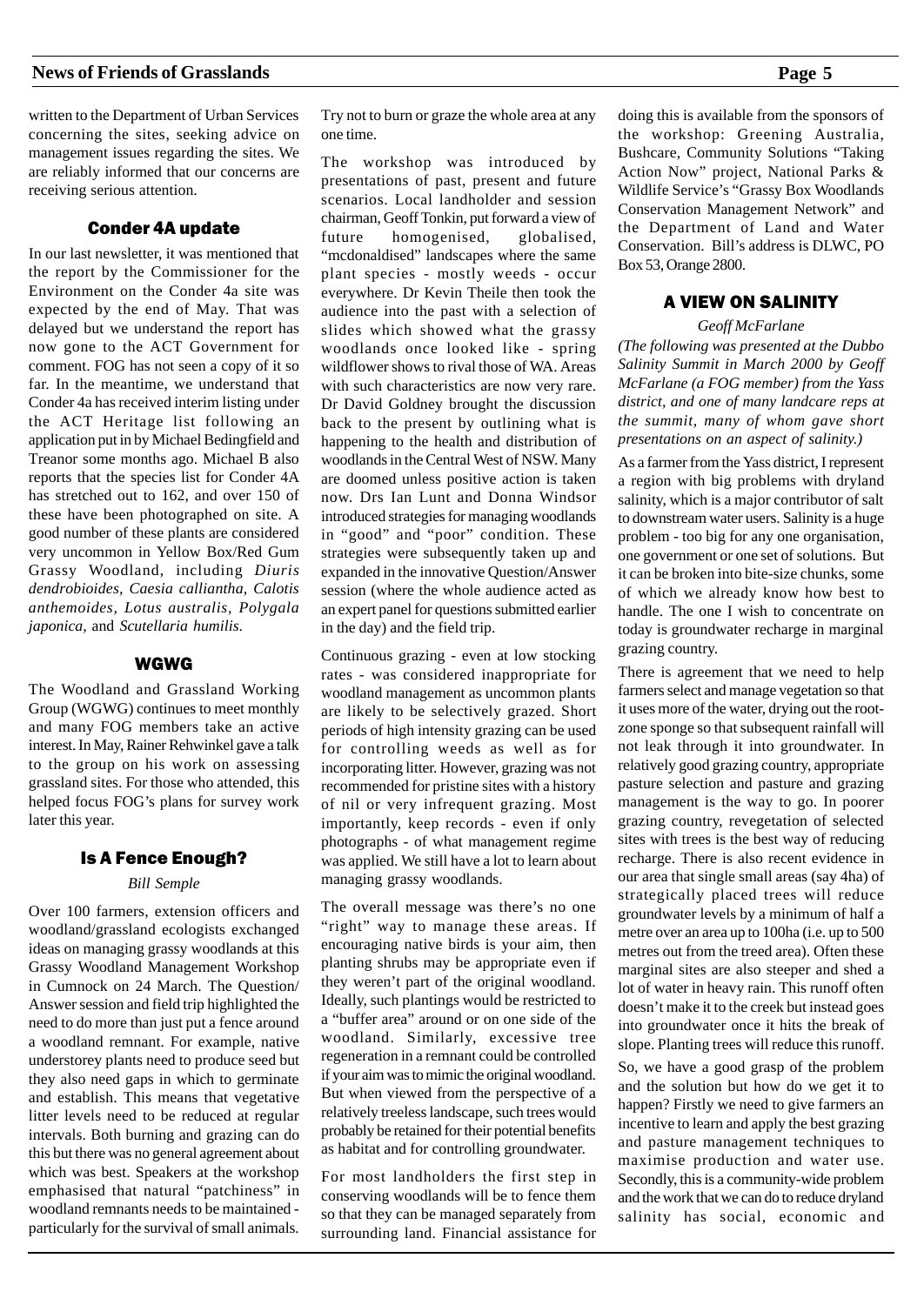written to the Department of Urban Services concerning the sites, seeking advice on management issues regarding the sites. We are reliably informed that our concerns are receiving serious attention.

## Conder 4A update

In our last newsletter, it was mentioned that the report by the Commissioner for the Environment on the Conder 4a site was expected by the end of May. That was delayed but we understand the report has now gone to the ACT Government for comment. FOG has not seen a copy of it so far. In the meantime, we understand that Conder 4a has received interim listing under the ACT Heritage list following an application put in by Michael Bedingfield and Treanor some months ago. Michael B also reports that the species list for Conder 4A has stretched out to 162, and over 150 of these have been photographed on site. A good number of these plants are considered very uncommon in Yellow Box/Red Gum Grassy Woodland, including *Diuris dendrobioides, Caesia calliantha, Calotis anthemoides, Lotus australis, Polygala japonica,* and *Scutellaria humilis.*

## WGWG

The Woodland and Grassland Working Group (WGWG) continues to meet monthly and many FOG members take an active interest. In May, Rainer Rehwinkel gave a talk to the group on his work on assessing grassland sites. For those who attended, this helped focus FOG's plans for survey work later this year.

## Is A Fence Enough?

*Bill Semple*

Over 100 farmers, extension officers and woodland/grassland ecologists exchanged ideas on managing grassy woodlands at this Grassy Woodland Management Workshop in Cumnock on 24 March. The Question/Answer session and field trip highlighted the need to do more than just put a fence around a woodland remnant. For example, native understorey plants need to produce seed but they also need gaps in which to germinate and establish. This means that vegetative litter levels need to be reduced at regular intervals. Both burning and grazing can do this but there was no general agreement about which was best. Speakers at the workshop emphasised that natural "patchiness" in woodland remnants needs to be maintained - particularly for the survival of small animals. Try not to burn or graze the whole area at any one time.

The workshop was introduced by presentations of past, present and future scenarios. Local landholder and session chairman, Geoff Tonkin, put forward a view of future homogenised, globalised, "mcdonaldised" landscapes where the same plant species - mostly weeds - occur everywhere. Dr Kevin Theile then took the audience into the past with a selection of slides which showed what the grassy woodlands once looked like - spring wildflower shows to rival those of WA. Areas with such characteristics are now very rare. Dr David Goldney brought the discussion back to the present by outlining what is happening to the health and distribution of woodlands in the Central West of NSW. Many are doomed unless positive action is taken now. Drs Ian Lunt and Donna Windsor introduced strategies for managing woodlands in "good" and "poor" condition. These strategies were subsequently taken up and expanded in the innovative Question/Answer session (where the whole audience acted as an expert panel for questions submitted earlier in the day) and the field trip.

Continuous grazing - even at low stocking rates - was considered inappropriate for woodland management as uncommon plants are likely to be selectively grazed. Short periods of high intensity grazing can be used for controlling weeds as well as for incorporating litter. However, grazing was not recommended for pristine sites with a history of nil or very infrequent grazing. Most importantly, keep records - even if only photographs - of what management regime was applied. We still have a lot to learn about managing grassy woodlands.

The overall message was there's no one "right" way to manage these areas. If encouraging native birds is your aim, then planting shrubs may be appropriate even if they weren't part of the original woodland. Ideally, such plantings would be restricted to a "buffer area" around or on one side of the woodland. Similarly, excessive tree regeneration in a remnant could be controlled if your aim was to mimic the original woodland. But when viewed from the perspective of a relatively treeless landscape, such trees would probably be retained for their potential benefits as habitat and for controlling groundwater.

For most landholders the first step in conserving woodlands will be to fence them so that they can be managed separately from surrounding land. Financial assistance for doing this is available from the sponsors of the workshop: Greening Australia, Bushcare, Community Solutions "Taking Action Now" project, National Parks & Wildlife Service's "Grassy Box Woodlands Conservation Management Network" and the Department of Land and Water Conservation. Bill's address is DLWC, PO Box 53, Orange 2800.

## A VIEW ON SALINITY

*Geoff McFarlane*

*(The following was presented at the Dubbo Salinity Summit in March 2000 by Geoff McFarlane (a FOG member) from the Yass district, and one of many landcare reps at the summit, many of whom gave short presentations on an aspect of salinity.)*

As a farmer from the Yass district, I represent a region with big problems with dryland salinity, which is a major contributor of salt to downstream water users. Salinity is a huge problem - too big for any one organisation, one government or one set of solutions. But it can be broken into bite-size chunks, some of which we already know how best to handle. The one I wish to concentrate on today is groundwater recharge in marginal grazing country.

There is agreement that we need to help farmers select and manage vegetation so that it uses more of the water, drying out the root-zone sponge so that subsequent rainfall will not leak through it into groundwater. In relatively good grazing country, appropriate pasture selection and pasture and grazing management is the way to go. In poorer grazing country, revegetation of selected sites with trees is the best way of reducing recharge. There is also recent evidence in our area that single small areas (say 4ha) of strategically placed trees will reduce groundwater levels by a minimum of half a metre over an area up to 100ha (i.e. up to 500 metres out from the treed area). Often these marginal sites are also steeper and shed a lot of water in heavy rain. This runoff often doesn't make it to the creek but instead goes into groundwater once it hits the break of slope. Planting trees will reduce this runoff.

So, we have a good grasp of the problem and the solution but how do we get it to happen? Firstly we need to give farmers an incentive to learn and apply the best grazing and pasture management techniques to maximise production and water use. Secondly, this is a community-wide problem and the work that we can do to reduce dryland salinity has social, economic and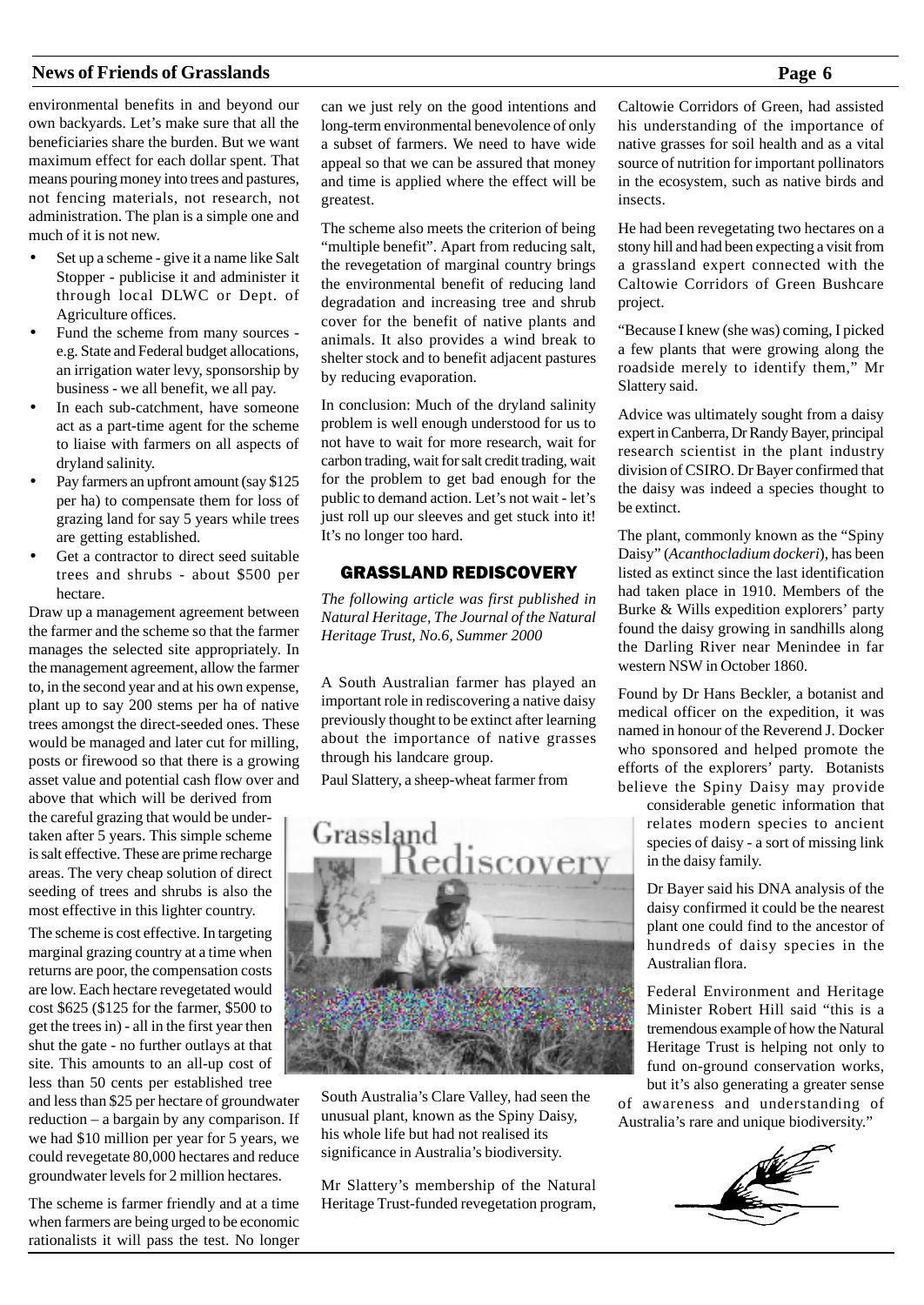environmental benefits in and beyond our own backyards. Let's make sure that all the beneficiaries share the burden. But we want maximum effect for each dollar spent. That means pouring money into trees and pastures, not fencing materials, not research, not administration. The plan is a simple one and much of it is not new.

- Set up a scheme - give it a name like Salt Stopper - publicise it and administer it through local DLWC or Dept. of Agriculture offices.
- Fund the scheme from many sources - e.g. State and Federal budget allocations, an irrigation water levy, sponsorship by business - we all benefit, we all pay.
- In each sub-catchment, have someone act as a part-time agent for the scheme to liaise with farmers on all aspects of dryland salinity.
- Pay farmers an upfront amount (say $125 per ha) to compensate them for loss of grazing land for say 5 years while trees are getting established.
- Get a contractor to direct seed suitable trees and shrubs - about $500 per hectare.

Draw up a management agreement between the farmer and the scheme so that the farmer manages the selected site appropriately. In the management agreement, allow the farmer to, in the second year and at his own expense, plant up to say 200 stems per ha of native trees amongst the direct-seeded ones. These would be managed and later cut for milling, posts or firewood so that there is a growing asset value and potential cash flow over and above that which will be derived from the careful grazing that would be undertaken after 5 years. This simple scheme is salt effective. These are prime recharge areas. The very cheap solution of direct seeding of trees and shrubs is also the most effective in this lighter country.

The scheme is cost effective. In targeting marginal grazing country at a time when returns are poor, the compensation costs are low. Each hectare revegetated would cost $625 ($125 for the farmer, $500 to get the trees in) - all in the first year then shut the gate - no further outlays at that site. This amounts to an all-up cost of less than 50 cents per established tree and less than $25 per hectare of groundwater reduction – a bargain by any comparison. If we had $10 million per year for 5 years, we could revegetate 80,000 hectares and reduce groundwater levels for 2 million hectares.

The scheme is farmer friendly and at a time when farmers are being urged to be economic rationalists it will pass the test. No longer can we just rely on the good intentions and long-term environmental benevolence of only a subset of farmers. We need to have wide appeal so that we can be assured that money and time is applied where the effect will be greatest.

The scheme also meets the criterion of being "multiple benefit". Apart from reducing salt, the revegetation of marginal country brings the environmental benefit of reducing land degradation and increasing tree and shrub cover for the benefit of native plants and animals. It also provides a wind break to shelter stock and to benefit adjacent pastures by reducing evaporation.

In conclusion: Much of the dryland salinity problem is well enough understood for us to not have to wait for more research, wait for carbon trading, wait for salt credit trading, wait for the problem to get bad enough for the public to demand action. Let's not wait - let's just roll up our sleeves and get stuck into it! It's no longer too hard.

## GRASSLAND REDISCOVERY

*The following article was first published in Natural Heritage, The Journal of the Natural Heritage Trust, No.6, Summer 2000*

A South Australian farmer has played an important role in rediscovering a native daisy previously thought to be extinct after learning about the importance of native grasses through his landcare group.

Paul Slattery, a sheep-wheat farmer from South Australia's Clare Valley, had seen the unusual plant, known as the Spiny Daisy, his whole life but had not realised its significance in Australia's biodiversity.

Mr Slattery's membership of the Natural Heritage Trust-funded revegetation program, Caltowie Corridors of Green, had assisted his understanding of the importance of native grasses for soil health and as a vital source of nutrition for important pollinators in the ecosystem, such as native birds and insects.

He had been revegetating two hectares on a stony hill and had been expecting a visit from a grassland expert connected with the Caltowie Corridors of Green Bushcare project.

"Because I knew (she was) coming, I picked a few plants that were growing along the roadside merely to identify them," Mr Slattery said.

Advice was ultimately sought from a daisy expert in Canberra, Dr Randy Bayer, principal research scientist in the plant industry division of CSIRO. Dr Bayer confirmed that the daisy was indeed a species thought to be extinct.

The plant, commonly known as the "Spiny Daisy" (*Acanthocladium dockeri*), has been listed as extinct since the last identification had taken place in 1910. Members of the Burke & Wills expedition explorers' party found the daisy growing in sandhills along the Darling River near Menindee in far western NSW in October 1860.

Found by Dr Hans Beckler, a botanist and medical officer on the expedition, it was named in honour of the Reverend J. Docker who sponsored and helped promote the efforts of the explorers' party. Botanists believe the Spiny Daisy may provide considerable genetic information that relates modern species to ancient species of daisy - a sort of missing link in the daisy family.

Dr Bayer said his DNA analysis of the daisy confirmed it could be the nearest plant one could find to the ancestor of hundreds of daisy species in the Australian flora.

Federal Environment and Heritage Minister Robert Hill said "this is a tremendous example of how the Natural Heritage Trust is helping not only to fund on-ground conservation works, but it's also generating a greater sense of awareness and understanding of Australia's rare and unique biodiversity."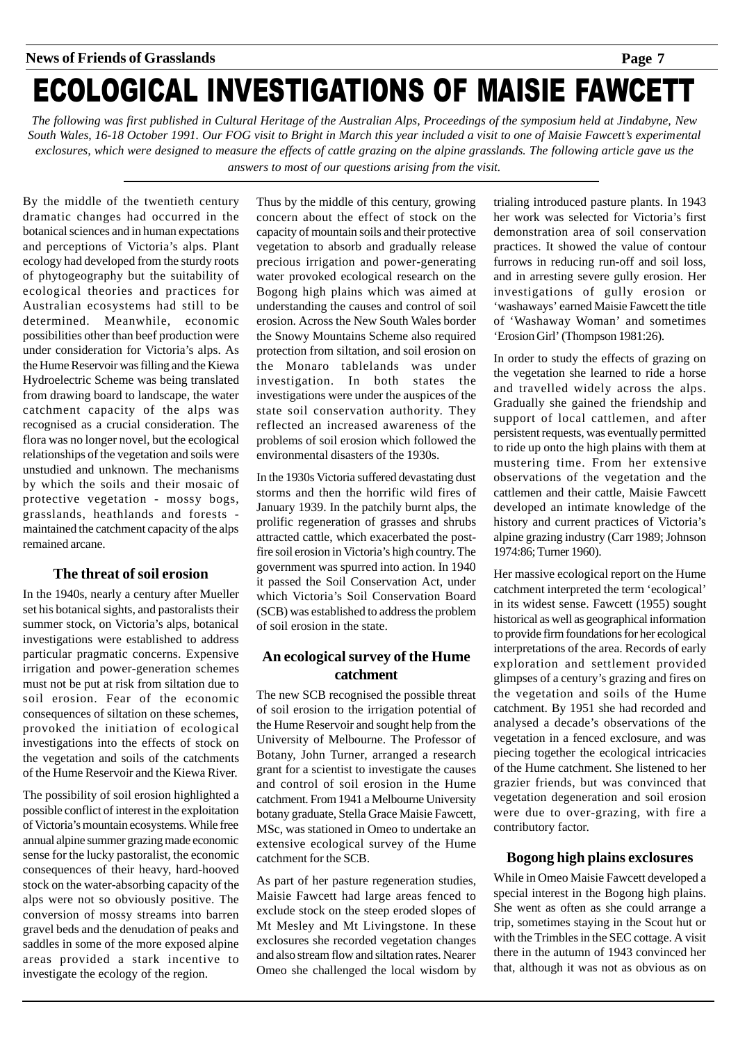# ECOLOGICAL INVESTIGATIONS OF MAISIE FAWCETT

*The following was first published in Cultural Heritage of the Australian Alps, Proceedings of the symposium held at Jindabyne, New South Wales, 16-18 October 1991. Our FOG visit to Bright in March this year included a visit to one of Maisie Fawcett's experimental exclosures, which were designed to measure the effects of cattle grazing on the alpine grasslands. The following article gave us the answers to most of our questions arising from the visit.*

By the middle of the twentieth century dramatic changes had occurred in the botanical sciences and in human expectations and perceptions of Victoria's alps. Plant ecology had developed from the sturdy roots of phytogeography but the suitability of ecological theories and practices for Australian ecosystems had still to be determined. Meanwhile, economic possibilities other than beef production were under consideration for Victoria's alps. As the Hume Reservoir was filling and the Kiewa Hydroelectric Scheme was being translated from drawing board to landscape, the water catchment capacity of the alps was recognised as a crucial consideration. The flora was no longer novel, but the ecological relationships of the vegetation and soils were unstudied and unknown. The mechanisms by which the soils and their mosaic of protective vegetation - mossy bogs, grasslands, heathlands and forests - maintained the catchment capacity of the alps remained arcane.

## The threat of soil erosion

In the 1940s, nearly a century after Mueller set his botanical sights, and pastoralists their summer stock, on Victoria's alps, botanical investigations were established to address particular pragmatic concerns. Expensive irrigation and power-generation schemes must not be put at risk from siltation due to soil erosion. Fear of the economic consequences of siltation on these schemes, provoked the initiation of ecological investigations into the effects of stock on the vegetation and soils of the catchments of the Hume Reservoir and the Kiewa River.

The possibility of soil erosion highlighted a possible conflict of interest in the exploitation of Victoria's mountain ecosystems. While free annual alpine summer grazing made economic sense for the lucky pastoralist, the economic consequences of their heavy, hard-hooved stock on the water-absorbing capacity of the alps were not so obviously positive. The conversion of mossy streams into barren gravel beds and the denudation of peaks and saddles in some of the more exposed alpine areas provided a stark incentive to investigate the ecology of the region.

Thus by the middle of this century, growing concern about the effect of stock on the capacity of mountain soils and their protective vegetation to absorb and gradually release precious irrigation and power-generating water provoked ecological research on the Bogong high plains which was aimed at understanding the causes and control of soil erosion. Across the New South Wales border the Snowy Mountains Scheme also required protection from siltation, and soil erosion on the Monaro tablelands was under investigation. In both states the investigations were under the auspices of the state soil conservation authority. They reflected an increased awareness of the problems of soil erosion which followed the environmental disasters of the 1930s.

In the 1930s Victoria suffered devastating dust storms and then the horrific wild fires of January 1939. In the patchily burnt alps, the prolific regeneration of grasses and shrubs attracted cattle, which exacerbated the post-fire soil erosion in Victoria's high country. The government was spurred into action. In 1940 it passed the Soil Conservation Act, under which Victoria's Soil Conservation Board (SCB) was established to address the problem of soil erosion in the state.

## An ecological survey of the Hume catchment

The new SCB recognised the possible threat of soil erosion to the irrigation potential of the Hume Reservoir and sought help from the University of Melbourne. The Professor of Botany, John Turner, arranged a research grant for a scientist to investigate the causes and control of soil erosion in the Hume catchment. From 1941 a Melbourne University botany graduate, Stella Grace Maisie Fawcett, MSc, was stationed in Omeo to undertake an extensive ecological survey of the Hume catchment for the SCB.

As part of her pasture regeneration studies, Maisie Fawcett had large areas fenced to exclude stock on the steep eroded slopes of Mt Mesley and Mt Livingstone. In these exclosures she recorded vegetation changes and also stream flow and siltation rates. Nearer Omeo she challenged the local wisdom by trialing introduced pasture plants. In 1943 her work was selected for Victoria's first demonstration area of soil conservation practices. It showed the value of contour furrows in reducing run-off and soil loss, and in arresting severe gully erosion. Her investigations of gully erosion or 'washaways' earned Maisie Fawcett the title of 'Washaway Woman' and sometimes 'Erosion Girl' (Thompson 1981:26).

In order to study the effects of grazing on the vegetation she learned to ride a horse and travelled widely across the alps. Gradually she gained the friendship and support of local cattlemen, and after persistent requests, was eventually permitted to ride up onto the high plains with them at mustering time. From her extensive observations of the vegetation and the cattlemen and their cattle, Maisie Fawcett developed an intimate knowledge of the history and current practices of Victoria's alpine grazing industry (Carr 1989; Johnson 1974:86; Turner 1960).

Her massive ecological report on the Hume catchment interpreted the term 'ecological' in its widest sense. Fawcett (1955) sought historical as well as geographical information to provide firm foundations for her ecological interpretations of the area. Records of early exploration and settlement provided glimpses of a century's grazing and fires on the vegetation and soils of the Hume catchment. By 1951 she had recorded and analysed a decade's observations of the vegetation in a fenced exclosure, and was piecing together the ecological intricacies of the Hume catchment. She listened to her grazier friends, but was convinced that vegetation degeneration and soil erosion were due to over-grazing, with fire a contributory factor.

## Bogong high plains exclosures

While in Omeo Maisie Fawcett developed a special interest in the Bogong high plains. She went as often as she could arrange a trip, sometimes staying in the Scout hut or with the Trimbles in the SEC cottage. A visit there in the autumn of 1943 convinced her that, although it was not as obvious as on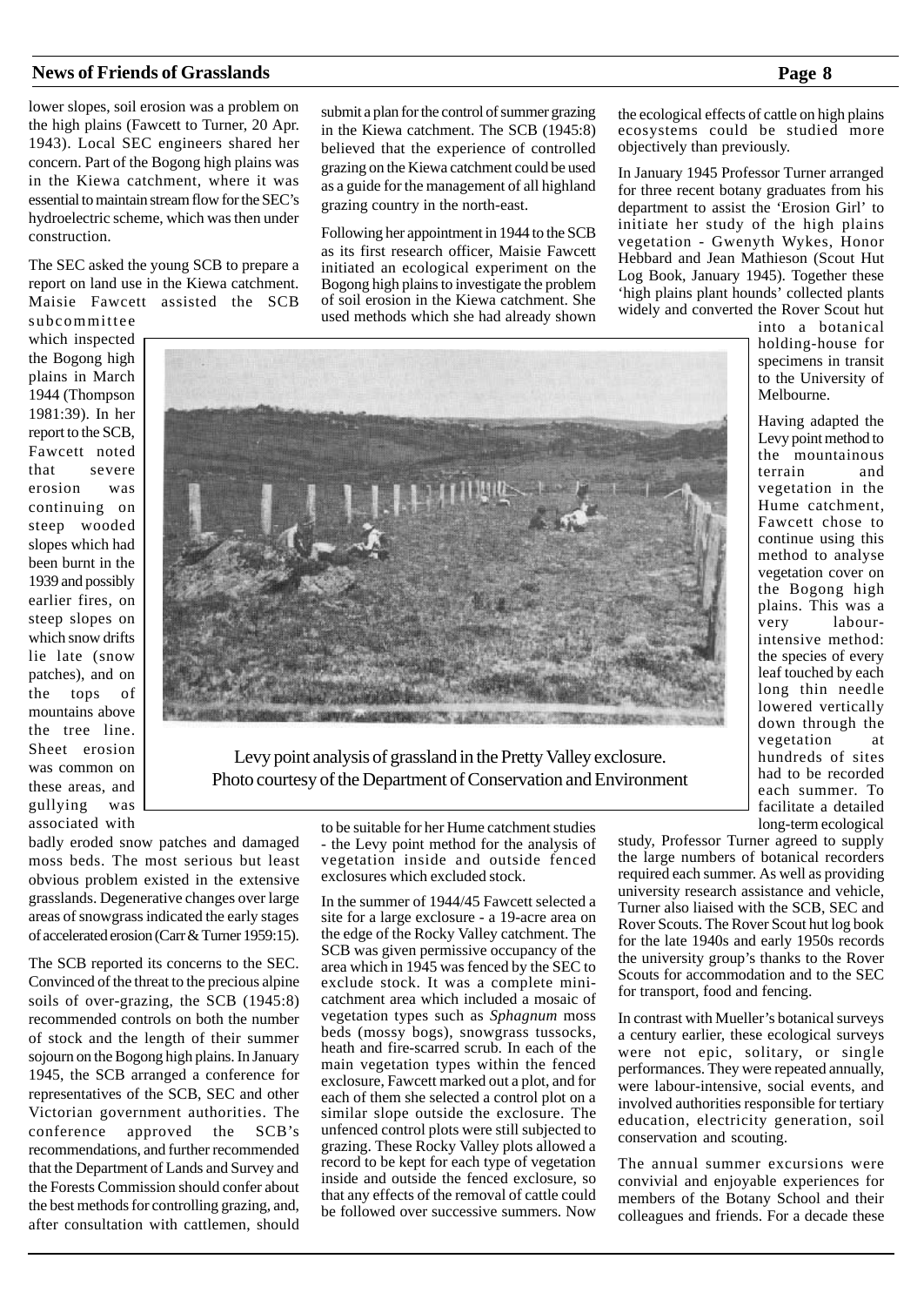lower slopes, soil erosion was a problem on the high plains (Fawcett to Turner, 20 Apr. 1943). Local SEC engineers shared her concern. Part of the Bogong high plains was in the Kiewa catchment, where it was essential to maintain stream flow for the SEC's hydroelectric scheme, which was then under construction.

The SEC asked the young SCB to prepare a report on land use in the Kiewa catchment. Maisie Fawcett assisted the SCB subcommittee which inspected the Bogong high plains in March 1944 (Thompson 1981:39). In her report to the SCB, Fawcett noted that severe erosion was continuing on steep wooded slopes which had been burnt in the 1939 and possibly earlier fires, on steep slopes on which snow drifts lie late (snow patches), and on the tops of mountains above the tree line. Sheet erosion was common on these areas, and gullying was associated with badly eroded snow patches and damaged moss beds. The most serious but least obvious problem existed in the extensive grasslands. Degenerative changes over large areas of snowgrass indicated the early stages of accelerated erosion (Carr & Turner 1959:15).

The SCB reported its concerns to the SEC. Convinced of the threat to the precious alpine soils of over-grazing, the SCB (1945:8) recommended controls on both the number of stock and the length of their summer sojourn on the Bogong high plains. In January 1945, the SCB arranged a conference for representatives of the SCB, SEC and other Victorian government authorities. The conference approved the SCB's recommendations, and further recommended that the Department of Lands and Survey and the Forests Commission should confer about the best methods for controlling grazing, and, after consultation with cattlemen, should submit a plan for the control of summer grazing in the Kiewa catchment. The SCB (1945:8) believed that the experience of controlled grazing on the Kiewa catchment could be used as a guide for the management of all highland grazing country in the north-east.

Following her appointment in 1944 to the SCB as its first research officer, Maisie Fawcett initiated an ecological experiment on the Bogong high plains to investigate the problem of soil erosion in the Kiewa catchment. She used methods which she had already shown to be suitable for her Hume catchment studies - the Levy point method for the analysis of vegetation inside and outside fenced exclosures which excluded stock.

Levy point analysis of grassland in the Pretty Valley exclosure.
Photo courtesy of the Department of Conservation and Environment

In the summer of 1944/45 Fawcett selected a site for a large exclosure - a 19-acre area on the edge of the Rocky Valley catchment. The SCB was given permissive occupancy of the area which in 1945 was fenced by the SEC to exclude stock. It was a complete mini-catchment area which included a mosaic of vegetation types such as *Sphagnum* moss beds (mossy bogs), snowgrass tussocks, heath and fire-scarred scrub. In each of the main vegetation types within the fenced exclosure, Fawcett marked out a plot, and for each of them she selected a control plot on a similar slope outside the exclosure. The unfenced control plots were still subjected to grazing. These Rocky Valley plots allowed a record to be kept for each type of vegetation inside and outside the fenced exclosure, so that any effects of the removal of cattle could be followed over successive summers. Now the ecological effects of cattle on high plains ecosystems could be studied more objectively than previously.

In January 1945 Professor Turner arranged for three recent botany graduates from his department to assist the 'Erosion Girl' to initiate her study of the high plains vegetation - Gwenyth Wykes, Honor Hebbard and Jean Mathieson (Scout Hut Log Book, January 1945). Together these 'high plains plant hounds' collected plants widely and converted the Rover Scout hut into a botanical holding-house for specimens in transit to the University of Melbourne.

Having adapted the Levy point method to the mountainous terrain and vegetation in the Hume catchment, Fawcett chose to continue using this method to analyse vegetation cover on the Bogong high plains. This was a very labour-intensive method: the species of every leaf touched by each long thin needle lowered vertically down through the vegetation at hundreds of sites had to be recorded each summer. To facilitate a detailed long-term ecological study, Professor Turner agreed to supply the large numbers of botanical recorders required each summer. As well as providing university research assistance and vehicle, Turner also liaised with the SCB, SEC and Rover Scouts. The Rover Scout hut log book for the late 1940s and early 1950s records the university group's thanks to the Rover Scouts for accommodation and to the SEC for transport, food and fencing.

In contrast with Mueller's botanical surveys a century earlier, these ecological surveys were not epic, solitary, or single performances. They were repeated annually, were labour-intensive, social events, and involved authorities responsible for tertiary education, electricity generation, soil conservation and scouting.

The annual summer excursions were convivial and enjoyable experiences for members of the Botany School and their colleagues and friends. For a decade these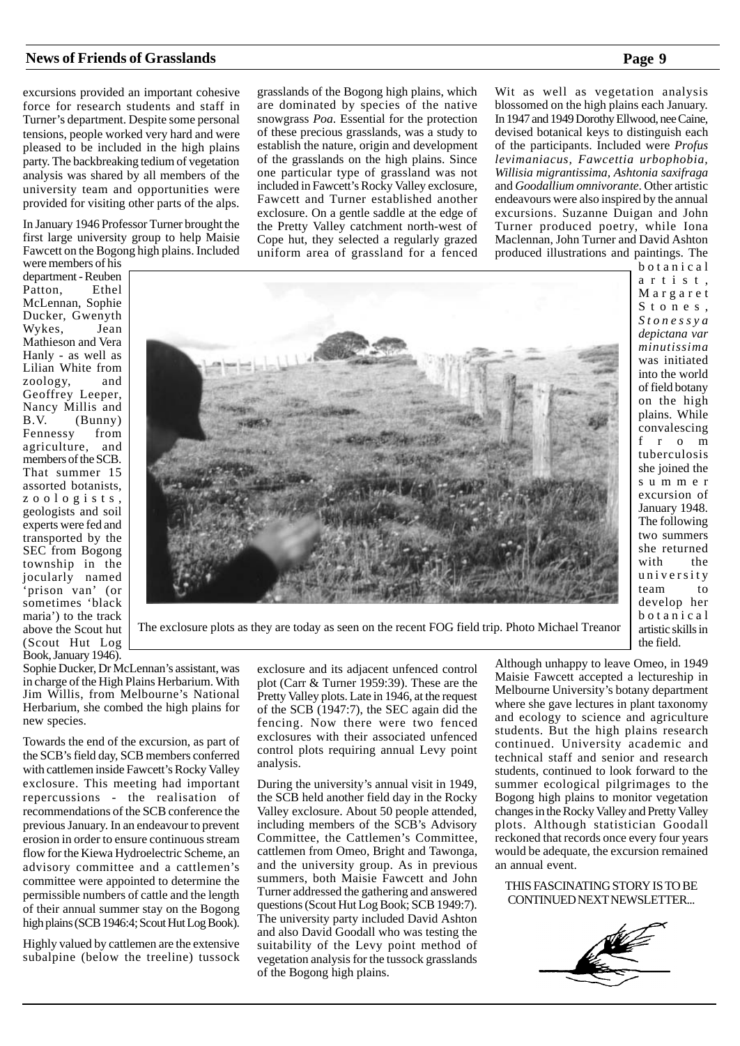excursions provided an important cohesive force for research students and staff in Turner's department. Despite some personal tensions, people worked very hard and were pleased to be included in the high plains party. The backbreaking tedium of vegetation analysis was shared by all members of the university team and opportunities were provided for visiting other parts of the alps.

In January 1946 Professor Turner brought the first large university group to help Maisie Fawcett on the Bogong high plains. Included were members of his department - Reuben Patton, Ethel McLennan, Sophie Ducker, Gwenyth Wykes, Jean Mathieson and Vera Hanly - as well as Lilian White from zoology, and Geoffrey Leeper, Nancy Millis and B.V. (Bunny) Fennessy from agriculture, and members of the SCB. That summer 15 assorted botanists, zoologists, geologists and soil experts were fed and transported by the SEC from Bogong township in the jocularly named 'prison van' (or sometimes 'black maria') to the track above the Scout hut (Scout Hut Log Book, January 1946).

The exclosure plots as they are today as seen on the recent FOG field trip. Photo Michael Treanor

Sophie Ducker, Dr McLennan's assistant, was in charge of the High Plains Herbarium. With Jim Willis, from Melbourne's National Herbarium, she combed the high plains for new species.

Towards the end of the excursion, as part of the SCB's field day, SCB members conferred with cattlemen inside Fawcett's Rocky Valley exclosure. This meeting had important repercussions - the realisation of recommendations of the SCB conference the previous January. In an endeavour to prevent erosion in order to ensure continuous stream flow for the Kiewa Hydroelectric Scheme, an advisory committee and a cattlemen's committee were appointed to determine the permissible numbers of cattle and the length of their annual summer stay on the Bogong high plains (SCB 1946:4; Scout Hut Log Book).

Highly valued by cattlemen are the extensive subalpine (below the treeline) tussock grasslands of the Bogong high plains, which are dominated by species of the native snowgrass *Poa*. Essential for the protection of these precious grasslands, was a study to establish the nature, origin and development of the grasslands on the high plains. Since one particular type of grassland was not included in Fawcett's Rocky Valley exclosure, Fawcett and Turner established another exclosure. On a gentle saddle at the edge of the Pretty Valley catchment north-west of Cope hut, they selected a regularly grazed uniform area of grassland for a fenced exclosure and its adjacent unfenced control plot (Carr & Turner 1959:39). These are the Pretty Valley plots. Late in 1946, at the request of the SCB (1947:7), the SEC again did the fencing. Now there were two fenced exclosures with their associated unfenced control plots requiring annual Levy point analysis.

During the university's annual visit in 1949, the SCB held another field day in the Rocky Valley exclosure. About 50 people attended, including members of the SCB's Advisory Committee, the Cattlemen's Committee, cattlemen from Omeo, Bright and Tawonga, and the university group. As in previous summers, both Maisie Fawcett and John Turner addressed the gathering and answered questions (Scout Hut Log Book; SCB 1949:7). The university party included David Ashton and also David Goodall who was testing the suitability of the Levy point method of vegetation analysis for the tussock grasslands of the Bogong high plains.

Wit as well as vegetation analysis blossomed on the high plains each January. In 1947 and 1949 Dorothy Ellwood, nee Caine, devised botanical keys to distinguish each of the participants. Included were *Profus levimaniacus, Fawcettia urbophobia, Willisia migrantissima, Ashtonia saxifraga* and *Goodallium omnivorante*. Other artistic endeavours were also inspired by the annual excursions. Suzanne Duigan and John Turner produced poetry, while Iona Maclennan, John Turner and David Ashton produced illustrations and paintings. The botanical artist, Margaret Stones, *Stonessya depictana var minutissima* was initiated into the world of field botany on the high plains. While convalescing from tuberculosis she joined the summer excursion of January 1948. The following two summers she returned with the university team to develop her botanical artistic skills in the field.

Although unhappy to leave Omeo, in 1949 Maisie Fawcett accepted a lectureship in Melbourne University's botany department where she gave lectures in plant taxonomy and ecology to science and agriculture students. But the high plains research continued. University academic and technical staff and senior and research students, continued to look forward to the summer ecological pilgrimages to the Bogong high plains to monitor vegetation changes in the Rocky Valley and Pretty Valley plots. Although statistician Goodall reckoned that records once every four years would be adequate, the excursion remained an annual event.

THIS FASCINATING STORY IS TO BE CONTINUED NEXT NEWSLETTER...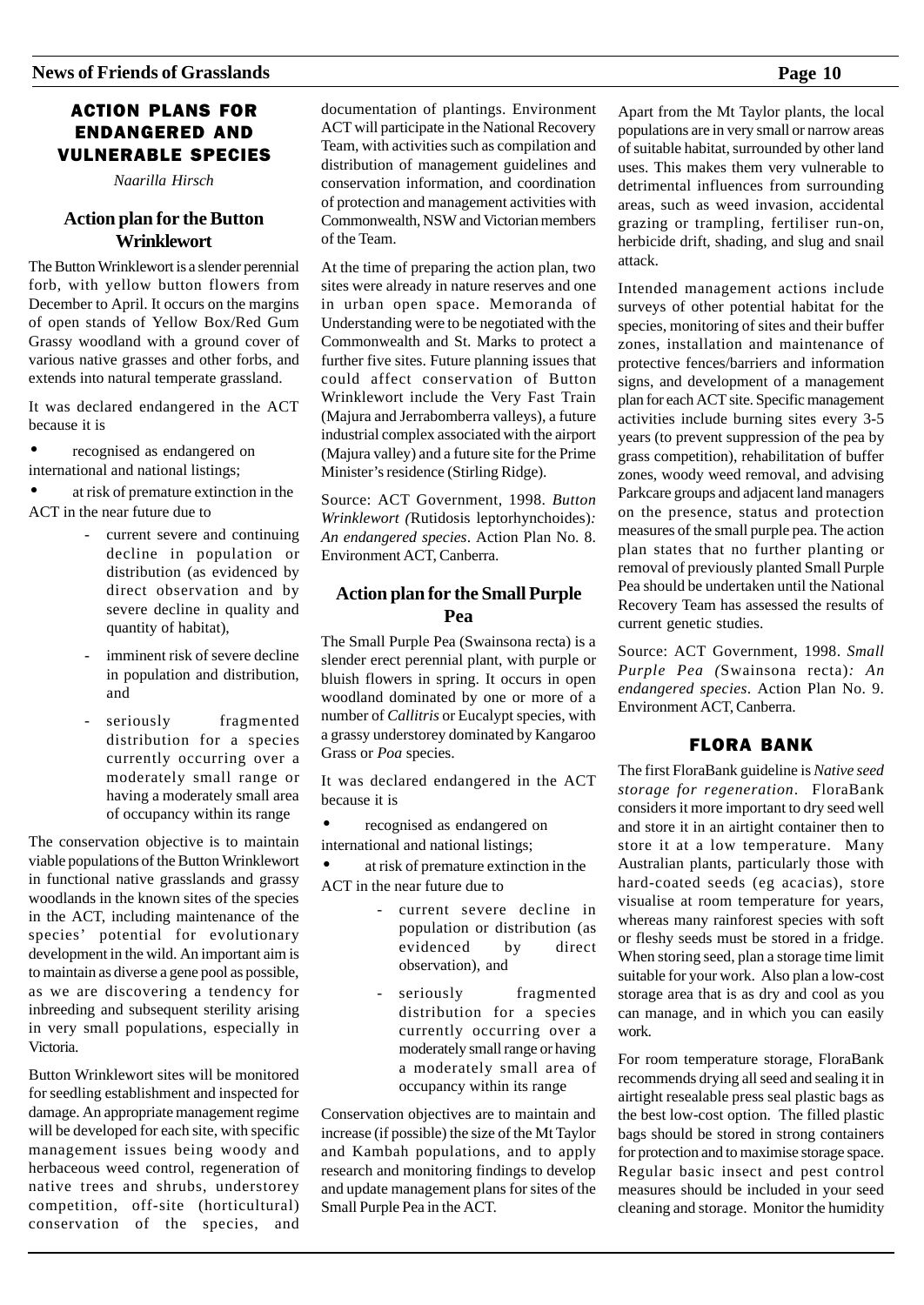## ACTION PLANS FOR ENDANGERED AND VULNERABLE SPECIES

*Naarilla Hirsch*

### Action plan for the Button Wrinklewort

The Button Wrinklewort is a slender perennial forb, with yellow button flowers from December to April. It occurs on the margins of open stands of Yellow Box/Red Gum Grassy woodland with a ground cover of various native grasses and other forbs, and extends into natural temperate grassland.

It was declared endangered in the ACT because it is

- recognised as endangered on international and national listings;
- at risk of premature extinction in the ACT in the near future due to
  - current severe and continuing decline in population or distribution (as evidenced by direct observation and by severe decline in quality and quantity of habitat),
  - imminent risk of severe decline in population and distribution, and
  - seriously fragmented distribution for a species currently occurring over a moderately small range or having a moderately small area of occupancy within its range

The conservation objective is to maintain viable populations of the Button Wrinklewort in functional native grasslands and grassy woodlands in the known sites of the species in the ACT, including maintenance of the species' potential for evolutionary development in the wild. An important aim is to maintain as diverse a gene pool as possible, as we are discovering a tendency for inbreeding and subsequent sterility arising in very small populations, especially in Victoria.

Button Wrinklewort sites will be monitored for seedling establishment and inspected for damage. An appropriate management regime will be developed for each site, with specific management issues being woody and herbaceous weed control, regeneration of native trees and shrubs, understorey competition, off-site (horticultural) conservation of the species, and documentation of plantings. Environment ACT will participate in the National Recovery Team, with activities such as compilation and distribution of management guidelines and conservation information, and coordination of protection and management activities with Commonwealth, NSW and Victorian members of the Team.

At the time of preparing the action plan, two sites were already in nature reserves and one in urban open space. Memoranda of Understanding were to be negotiated with the Commonwealth and St. Marks to protect a further five sites. Future planning issues that could affect conservation of Button Wrinklewort include the Very Fast Train (Majura and Jerrabomberra valleys), a future industrial complex associated with the airport (Majura valley) and a future site for the Prime Minister's residence (Stirling Ridge).

Source: ACT Government, 1998. *Button Wrinklewort (*Rutidosis leptorhynchoides*): An endangered species*. Action Plan No. 8. Environment ACT, Canberra.

### Action plan for the Small Purple Pea

The Small Purple Pea (Swainsona recta) is a slender erect perennial plant, with purple or bluish flowers in spring. It occurs in open woodland dominated by one or more of a number of *Callitris* or Eucalypt species, with a grassy understorey dominated by Kangaroo Grass or *Poa* species.

It was declared endangered in the ACT because it is

- recognised as endangered on international and national listings;
- at risk of premature extinction in the ACT in the near future due to
  - current severe decline in population or distribution (as evidenced by direct observation), and
  - seriously fragmented distribution for a species currently occurring over a moderately small range or having a moderately small area of occupancy within its range

Conservation objectives are to maintain and increase (if possible) the size of the Mt Taylor and Kambah populations, and to apply research and monitoring findings to develop and update management plans for sites of the Small Purple Pea in the ACT.

Apart from the Mt Taylor plants, the local populations are in very small or narrow areas of suitable habitat, surrounded by other land uses. This makes them very vulnerable to detrimental influences from surrounding areas, such as weed invasion, accidental grazing or trampling, fertiliser run-on, herbicide drift, shading, and slug and snail attack.

Intended management actions include surveys of other potential habitat for the species, monitoring of sites and their buffer zones, installation and maintenance of protective fences/barriers and information signs, and development of a management plan for each ACT site. Specific management activities include burning sites every 3-5 years (to prevent suppression of the pea by grass competition), rehabilitation of buffer zones, woody weed removal, and advising Parkcare groups and adjacent land managers on the presence, status and protection measures of the small purple pea. The action plan states that no further planting or removal of previously planted Small Purple Pea should be undertaken until the National Recovery Team has assessed the results of current genetic studies.

Source: ACT Government, 1998. *Small Purple Pea (*Swainsona recta*): An endangered species*. Action Plan No. 9. Environment ACT, Canberra.

## FLORA BANK

The first FloraBank guideline is *Native seed storage for regeneration*. FloraBank considers it more important to dry seed well and store it in an airtight container then to store it at a low temperature. Many Australian plants, particularly those with hard-coated seeds (eg acacias), store visualise at room temperature for years, whereas many rainforest species with soft or fleshy seeds must be stored in a fridge. When storing seed, plan a storage time limit suitable for your work. Also plan a low-cost storage area that is as dry and cool as you can manage, and in which you can easily work.

For room temperature storage, FloraBank recommends drying all seed and sealing it in airtight resealable press seal plastic bags as the best low-cost option. The filled plastic bags should be stored in strong containers for protection and to maximise storage space. Regular basic insect and pest control measures should be included in your seed cleaning and storage. Monitor the humidity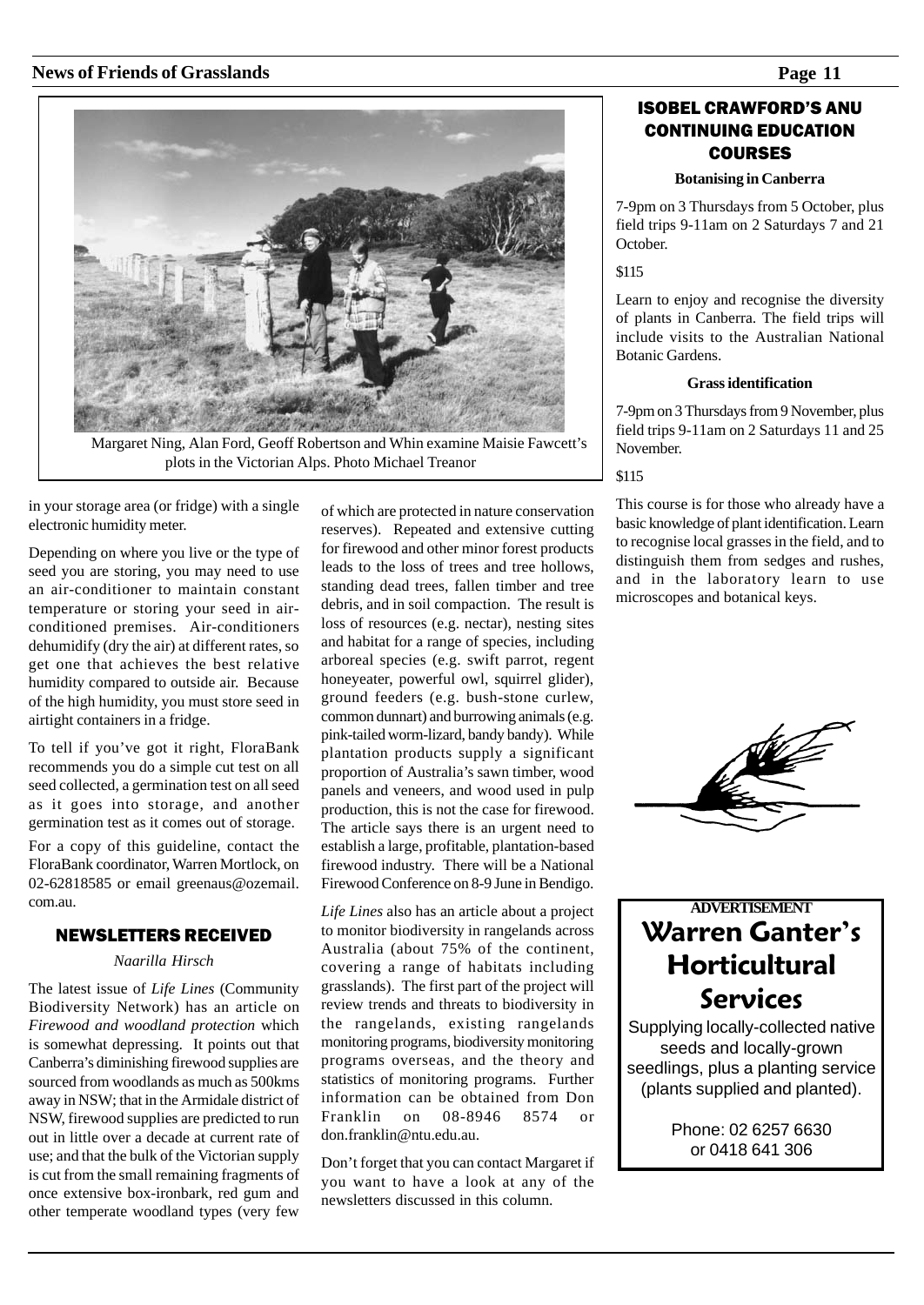Margaret Ning, Alan Ford, Geoff Robertson and Whin examine Maisie Fawcett's plots in the Victorian Alps. Photo Michael Treanor

in your storage area (or fridge) with a single electronic humidity meter.

Depending on where you live or the type of seed you are storing, you may need to use an air-conditioner to maintain constant temperature or storing your seed in air-conditioned premises. Air-conditioners dehumidify (dry the air) at different rates, so get one that achieves the best relative humidity compared to outside air. Because of the high humidity, you must store seed in airtight containers in a fridge.

To tell if you've got it right, FloraBank recommends you do a simple cut test on all seed collected, a germination test on all seed as it goes into storage, and another germination test as it comes out of storage.

For a copy of this guideline, contact the FloraBank coordinator, Warren Mortlock, on 02-62818585 or email greenaus@ozemail.com.au.

## NEWSLETTERS RECEIVED

*Naarilla Hirsch*

The latest issue of *Life Lines* (Community Biodiversity Network) has an article on *Firewood and woodland protection* which is somewhat depressing. It points out that Canberra's diminishing firewood supplies are sourced from woodlands as much as 500kms away in NSW; that in the Armidale district of NSW, firewood supplies are predicted to run out in little over a decade at current rate of use; and that the bulk of the Victorian supply is cut from the small remaining fragments of once extensive box-ironbark, red gum and other temperate woodland types (very few of which are protected in nature conservation reserves). Repeated and extensive cutting for firewood and other minor forest products leads to the loss of trees and tree hollows, standing dead trees, fallen timber and tree debris, and in soil compaction. The result is loss of resources (e.g. nectar), nesting sites and habitat for a range of species, including arboreal species (e.g. swift parrot, regent honeyeater, powerful owl, squirrel glider), ground feeders (e.g. bush-stone curlew, common dunnart) and burrowing animals (e.g. pink-tailed worm-lizard, bandy bandy). While plantation products supply a significant proportion of Australia's sawn timber, wood panels and veneers, and wood used in pulp production, this is not the case for firewood. The article says there is an urgent need to establish a large, profitable, plantation-based firewood industry. There will be a National Firewood Conference on 8-9 June in Bendigo.

*Life Lines* also has an article about a project to monitor biodiversity in rangelands across Australia (about 75% of the continent, covering a range of habitats including grasslands). The first part of the project will review trends and threats to biodiversity in the rangelands, existing rangelands monitoring programs, biodiversity monitoring programs overseas, and the theory and statistics of monitoring programs. Further information can be obtained from Don Franklin on 08-8946 8574 or don.franklin@ntu.edu.au.

Don't forget that you can contact Margaret if you want to have a look at any of the newsletters discussed in this column.

## ISOBEL CRAWFORD'S ANU CONTINUING EDUCATION COURSES

### Botanising in Canberra

7-9pm on 3 Thursdays from 5 October, plus field trips 9-11am on 2 Saturdays 7 and 21 October.

$115

Learn to enjoy and recognise the diversity of plants in Canberra. The field trips will include visits to the Australian National Botanic Gardens.

### Grass identification

7-9pm on 3 Thursdays from 9 November, plus field trips 9-11am on 2 Saturdays 11 and 25 November.

$115

This course is for those who already have a basic knowledge of plant identification. Learn to recognise local grasses in the field, and to distinguish them from sedges and rushes, and in the laboratory learn to use microscopes and botanical keys.

**ADVERTISEMENT**

## Warren Ganter's Horticultural Services

Supplying locally-collected native seeds and locally-grown seedlings, plus a planting service (plants supplied and planted).

Phone: 02 6257 6630 or 0418 641 306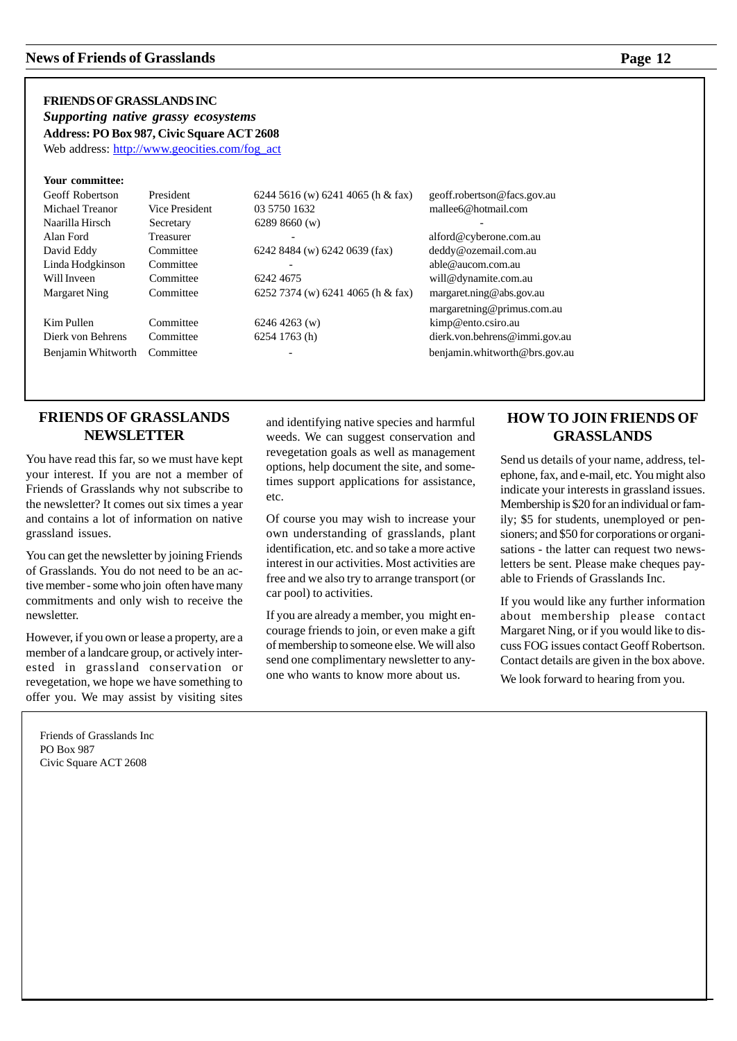**FRIENDS OF GRASSLANDS INC**

***Supporting native grassy ecosystems***

**Address: PO Box 987, Civic Square ACT 2608**

Web address: http://www.geocities.com/fog_act

**Your committee:**

| | | | |
|---|---|---|---|
| Geoff Robertson | President | 6244 5616 (w) 6241 4065 (h & fax) | geoff.robertson@facs.gov.au |
| Michael Treanor | Vice President | 03 5750 1632 | mallee6@hotmail.com |
| Naarilla Hirsch | Secretary | 6289 8660 (w) | - |
| Alan Ford | Treasurer | - | alford@cyberone.com.au |
| David Eddy | Committee | 6242 8484 (w) 6242 0639 (fax) | deddy@ozemail.com.au |
| Linda Hodgkinson | Committee | - | able@aucom.com.au |
| Will Inveen | Committee | 6242 4675 | will@dynamite.com.au |
| Margaret Ning | Committee | 6252 7374 (w) 6241 4065 (h & fax) | margaret.ning@abs.gov.au margaretning@primus.com.au |
| Kim Pullen | Committee | 6246 4263 (w) | kimp@ento.csiro.au |
| Dierk von Behrens | Committee | 6254 1763 (h) | dierk.von.behrens@immi.gov.au |
| Benjamin Whitworth | Committee | - | benjamin.whitworth@brs.gov.au |

## FRIENDS OF GRASSLANDS NEWSLETTER

You have read this far, so we must have kept your interest. If you are not a member of Friends of Grasslands why not subscribe to the newsletter? It comes out six times a year and contains a lot of information on native grassland issues.

You can get the newsletter by joining Friends of Grasslands. You do not need to be an active member - some who join often have many commitments and only wish to receive the newsletter.

However, if you own or lease a property, are a member of a landcare group, or actively interested in grassland conservation or revegetation, we hope we have something to offer you. We may assist by visiting sites and identifying native species and harmful weeds. We can suggest conservation and revegetation goals as well as management options, help document the site, and sometimes support applications for assistance, etc.

Of course you may wish to increase your own understanding of grasslands, plant identification, etc. and so take a more active interest in our activities. Most activities are free and we also try to arrange transport (or car pool) to activities.

If you are already a member, you might encourage friends to join, or even make a gift of membership to someone else. We will also send one complimentary newsletter to anyone who wants to know more about us.

## HOW TO JOIN FRIENDS OF GRASSLANDS

Send us details of your name, address, telephone, fax, and e-mail, etc. You might also indicate your interests in grassland issues. Membership is $20 for an individual or family; $5 for students, unemployed or pensioners; and $50 for corporations or organisations - the latter can request two newsletters be sent. Please make cheques payable to Friends of Grasslands Inc.

If you would like any further information about membership please contact Margaret Ning, or if you would like to discuss FOG issues contact Geoff Robertson. Contact details are given in the box above.

We look forward to hearing from you.

Friends of Grasslands Inc
PO Box 987
Civic Square ACT 2608